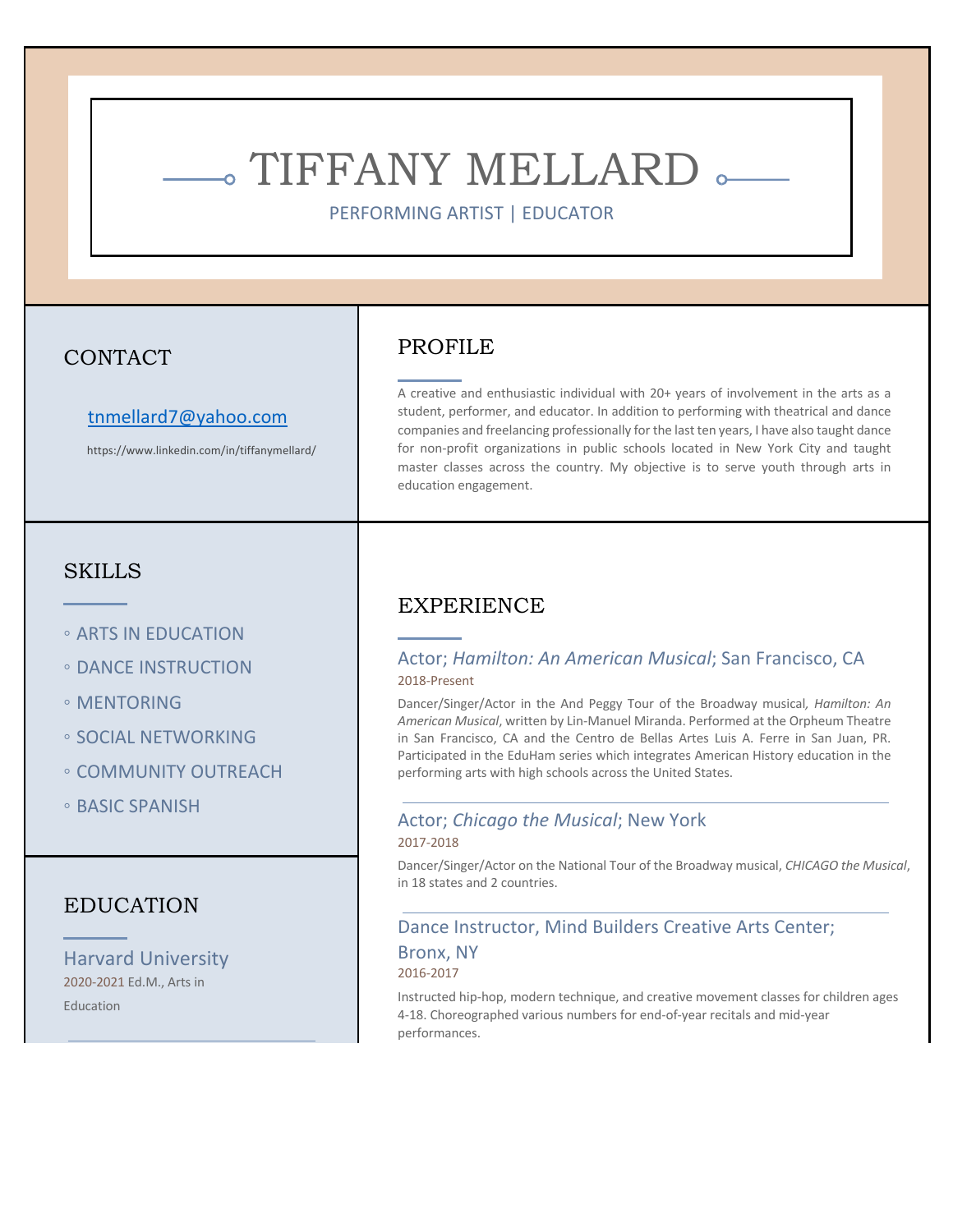# TIFFANY MELLARD

PERFORMING ARTIST | EDUCATOR

## CONTACT

tnmellard7@yahoo.com

https://www.linkedin.com/in/tiffanymellard/

## SKILLS

- ARTS IN EDUCATION
- DANCE INSTRUCTION
- MENTORING
- SOCIAL NETWORKING
- COMMUNITY OUTREACH
- BASIC SPANISH

## EDUCATION

### Harvard University

2020-2021 Ed.M., Arts in Education

## PROFILE

A creative and enthusiastic individual with 20+ years of involvement in the arts as a student, performer, and educator. In addition to performing with theatrical and dance companies and freelancing professionally for the last ten years, I have also taught dance for non-profit organizations in public schools located in New York City and taught master classes across the country. My objective is to serve youth through arts in education engagement.

## EXPERIENCE

### Actor; *Hamilton: An American Musical*; San Francisco, CA

2018-Present

Dancer/Singer/Actor in the And Peggy Tour of the Broadway musical*, Hamilton: An American Musical*, written by Lin-Manuel Miranda. Performed at the Orpheum Theatre in San Francisco, CA and the Centro de Bellas Artes Luis A. Ferre in San Juan, PR. Participated in the EduHam series which integrates American History education in the performing arts with high schools across the United States.

### Actor; *Chicago the Musical*; New York

2017-2018

Dancer/Singer/Actor on the National Tour of the Broadway musical, *CHICAGO the Musical*, in 18 states and 2 countries.

### Dance Instructor, Mind Builders Creative Arts Center; Bronx, NY

2016-2017

Instructed hip-hop, modern technique, and creative movement classes for children ages 4-18. Choreographed various numbers for end-of-year recitals and mid-year performances.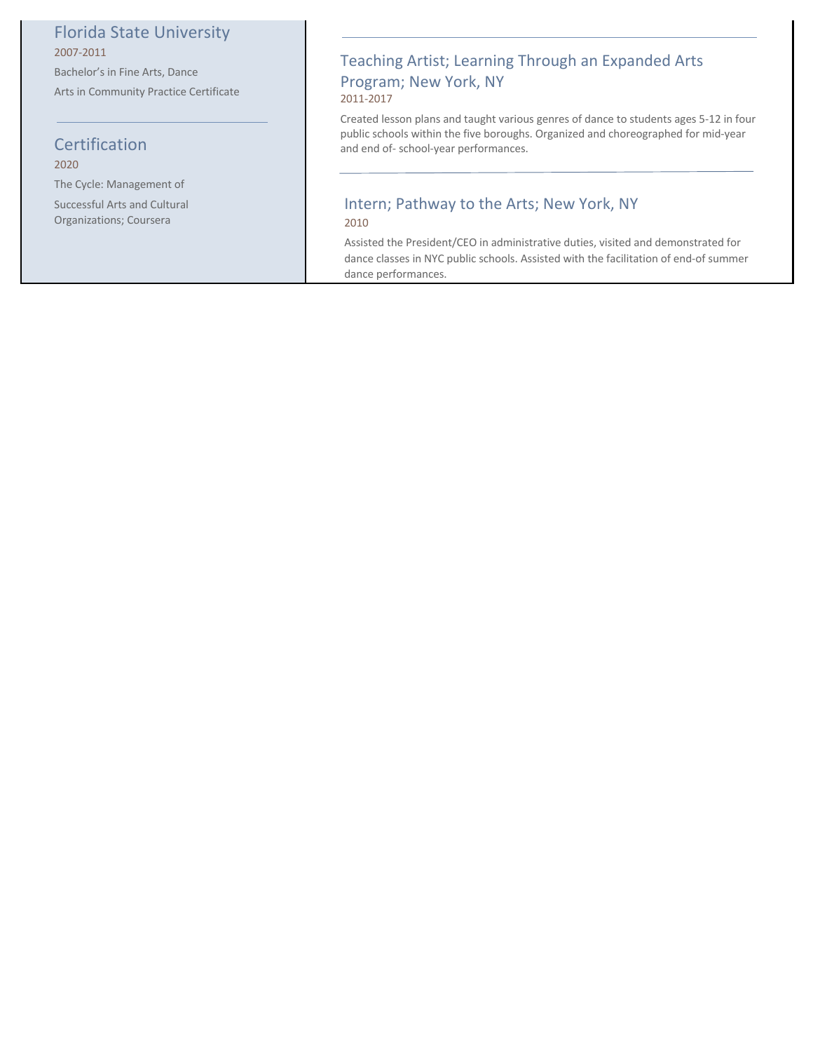## Florida State University

2007-2011

Bachelor's in Fine Arts, Dance

Arts in Community Practice Certificate

## Certification

2020

The Cycle: Management of

Successful Arts and Cultural Organizations; Coursera

---

### Teaching Artist; Learning Through an Expanded Arts Program; New York, NY

2011-2017

Created lesson plans and taught various genres of dance to students ages 5-12 in four public schools within the five boroughs. Organized and choreographed for mid-year and end of- school-year performances.

---

### Intern; Pathway to the Arts; New York, NY

2010

Assisted the President/CEO in administrative duties, visited and demonstrated for dance classes in NYC public schools. Assisted with the facilitation of end-of summer dance performances.